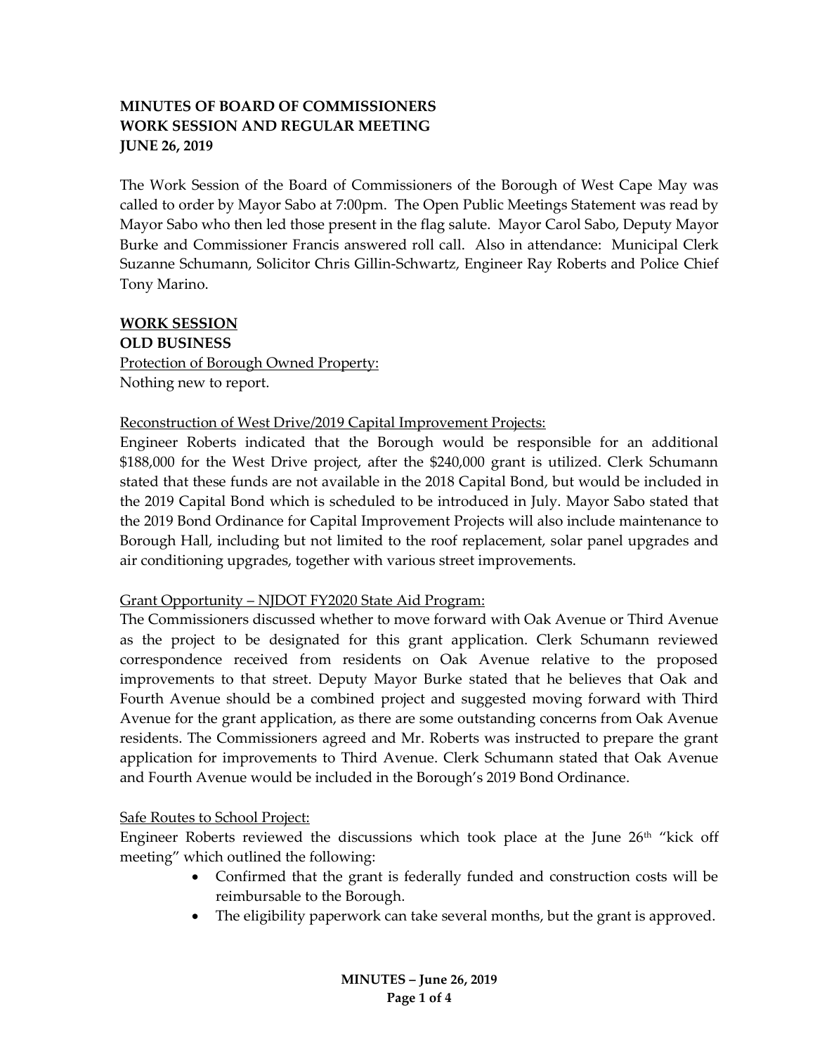**MINUTES OF BOARD OF COMMISSIONERS**
**WORK SESSION AND REGULAR MEETING**
**JUNE 26, 2019**

The Work Session of the Board of Commissioners of the Borough of West Cape May was called to order by Mayor Sabo at 7:00pm. The Open Public Meetings Statement was read by Mayor Sabo who then led those present in the flag salute. Mayor Carol Sabo, Deputy Mayor Burke and Commissioner Francis answered roll call. Also in attendance: Municipal Clerk Suzanne Schumann, Solicitor Chris Gillin-Schwartz, Engineer Ray Roberts and Police Chief Tony Marino.

**WORK SESSION**

**OLD BUSINESS**

Protection of Borough Owned Property:
Nothing new to report.

Reconstruction of West Drive/2019 Capital Improvement Projects:
Engineer Roberts indicated that the Borough would be responsible for an additional $188,000 for the West Drive project, after the $240,000 grant is utilized. Clerk Schumann stated that these funds are not available in the 2018 Capital Bond, but would be included in the 2019 Capital Bond which is scheduled to be introduced in July. Mayor Sabo stated that the 2019 Bond Ordinance for Capital Improvement Projects will also include maintenance to Borough Hall, including but not limited to the roof replacement, solar panel upgrades and air conditioning upgrades, together with various street improvements.

Grant Opportunity – NJDOT FY2020 State Aid Program:
The Commissioners discussed whether to move forward with Oak Avenue or Third Avenue as the project to be designated for this grant application. Clerk Schumann reviewed correspondence received from residents on Oak Avenue relative to the proposed improvements to that street. Deputy Mayor Burke stated that he believes that Oak and Fourth Avenue should be a combined project and suggested moving forward with Third Avenue for the grant application, as there are some outstanding concerns from Oak Avenue residents. The Commissioners agreed and Mr. Roberts was instructed to prepare the grant application for improvements to Third Avenue. Clerk Schumann stated that Oak Avenue and Fourth Avenue would be included in the Borough's 2019 Bond Ordinance.

Safe Routes to School Project:
Engineer Roberts reviewed the discussions which took place at the June 26th "kick off meeting" which outlined the following:

- Confirmed that the grant is federally funded and construction costs will be reimbursable to the Borough.
- The eligibility paperwork can take several months, but the grant is approved.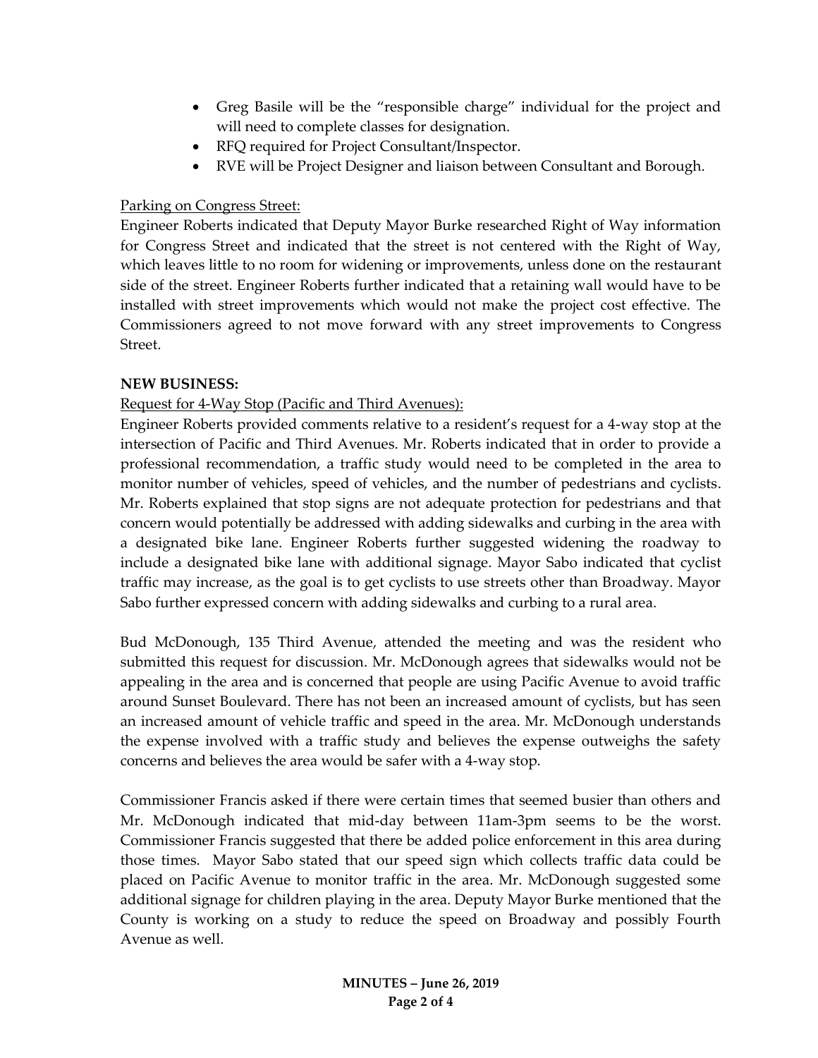- Greg Basile will be the "responsible charge" individual for the project and will need to complete classes for designation.
- RFQ required for Project Consultant/Inspector.
- RVE will be Project Designer and liaison between Consultant and Borough.

<u>Parking on Congress Street:</u>

Engineer Roberts indicated that Deputy Mayor Burke researched Right of Way information for Congress Street and indicated that the street is not centered with the Right of Way, which leaves little to no room for widening or improvements, unless done on the restaurant side of the street. Engineer Roberts further indicated that a retaining wall would have to be installed with street improvements which would not make the project cost effective. The Commissioners agreed to not move forward with any street improvements to Congress Street.

**NEW BUSINESS:**

<u>Request for 4-Way Stop (Pacific and Third Avenues):</u>

Engineer Roberts provided comments relative to a resident's request for a 4-way stop at the intersection of Pacific and Third Avenues. Mr. Roberts indicated that in order to provide a professional recommendation, a traffic study would need to be completed in the area to monitor number of vehicles, speed of vehicles, and the number of pedestrians and cyclists. Mr. Roberts explained that stop signs are not adequate protection for pedestrians and that concern would potentially be addressed with adding sidewalks and curbing in the area with a designated bike lane. Engineer Roberts further suggested widening the roadway to include a designated bike lane with additional signage. Mayor Sabo indicated that cyclist traffic may increase, as the goal is to get cyclists to use streets other than Broadway. Mayor Sabo further expressed concern with adding sidewalks and curbing to a rural area.

Bud McDonough, 135 Third Avenue, attended the meeting and was the resident who submitted this request for discussion. Mr. McDonough agrees that sidewalks would not be appealing in the area and is concerned that people are using Pacific Avenue to avoid traffic around Sunset Boulevard. There has not been an increased amount of cyclists, but has seen an increased amount of vehicle traffic and speed in the area. Mr. McDonough understands the expense involved with a traffic study and believes the expense outweighs the safety concerns and believes the area would be safer with a 4-way stop.

Commissioner Francis asked if there were certain times that seemed busier than others and Mr. McDonough indicated that mid-day between 11am-3pm seems to be the worst. Commissioner Francis suggested that there be added police enforcement in this area during those times. Mayor Sabo stated that our speed sign which collects traffic data could be placed on Pacific Avenue to monitor traffic in the area. Mr. McDonough suggested some additional signage for children playing in the area. Deputy Mayor Burke mentioned that the County is working on a study to reduce the speed on Broadway and possibly Fourth Avenue as well.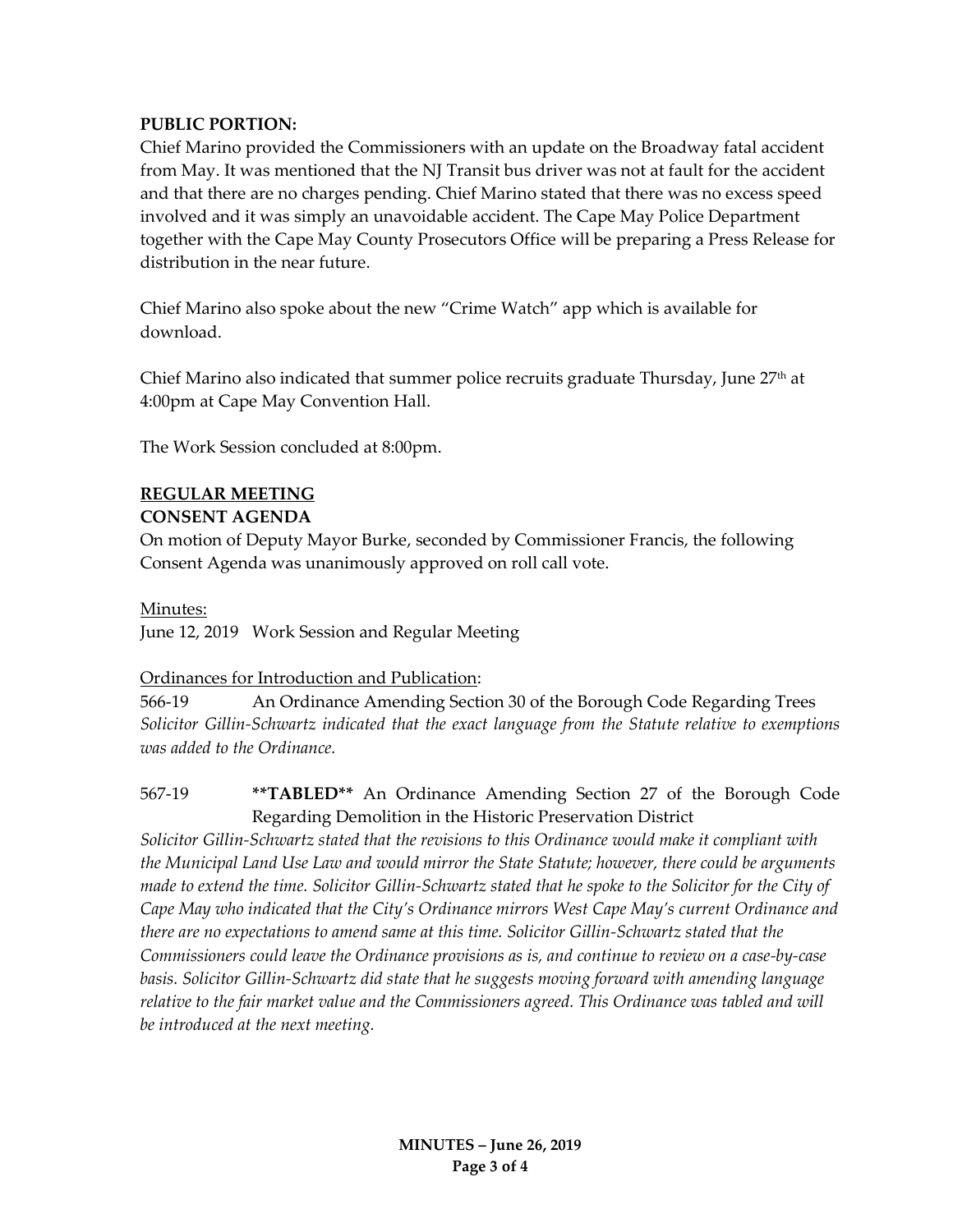**PUBLIC PORTION:**

Chief Marino provided the Commissioners with an update on the Broadway fatal accident from May. It was mentioned that the NJ Transit bus driver was not at fault for the accident and that there are no charges pending. Chief Marino stated that there was no excess speed involved and it was simply an unavoidable accident. The Cape May Police Department together with the Cape May County Prosecutors Office will be preparing a Press Release for distribution in the near future.

Chief Marino also spoke about the new "Crime Watch" app which is available for download.

Chief Marino also indicated that summer police recruits graduate Thursday, June 27th at 4:00pm at Cape May Convention Hall.

The Work Session concluded at 8:00pm.

**REGULAR MEETING**

**CONSENT AGENDA**

On motion of Deputy Mayor Burke, seconded by Commissioner Francis, the following Consent Agenda was unanimously approved on roll call vote.

Minutes:

June 12, 2019 Work Session and Regular Meeting

Ordinances for Introduction and Publication:

566-19 An Ordinance Amending Section 30 of the Borough Code Regarding Trees

*Solicitor Gillin-Schwartz indicated that the exact language from the Statute relative to exemptions was added to the Ordinance.*

567-19 **\*\*TABLED\*\*** An Ordinance Amending Section 27 of the Borough Code Regarding Demolition in the Historic Preservation District

*Solicitor Gillin-Schwartz stated that the revisions to this Ordinance would make it compliant with the Municipal Land Use Law and would mirror the State Statute; however, there could be arguments made to extend the time. Solicitor Gillin-Schwartz stated that he spoke to the Solicitor for the City of Cape May who indicated that the City's Ordinance mirrors West Cape May's current Ordinance and there are no expectations to amend same at this time. Solicitor Gillin-Schwartz stated that the Commissioners could leave the Ordinance provisions as is, and continue to review on a case-by-case basis. Solicitor Gillin-Schwartz did state that he suggests moving forward with amending language relative to the fair market value and the Commissioners agreed. This Ordinance was tabled and will be introduced at the next meeting.*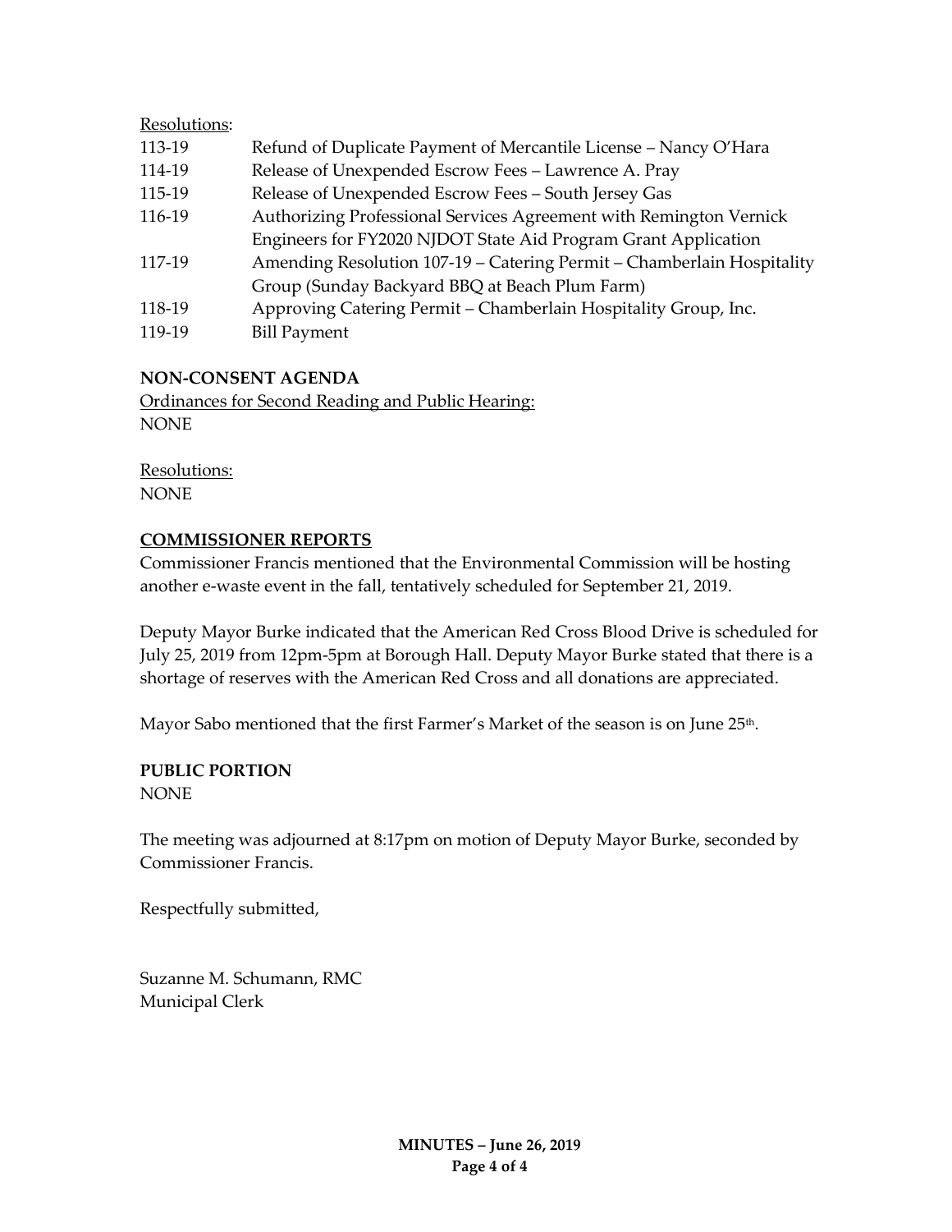Resolutions:

| | |
|---|---|
| 113-19 | Refund of Duplicate Payment of Mercantile License – Nancy O'Hara |
| 114-19 | Release of Unexpended Escrow Fees – Lawrence A. Pray |
| 115-19 | Release of Unexpended Escrow Fees – South Jersey Gas |
| 116-19 | Authorizing Professional Services Agreement with Remington Vernick Engineers for FY2020 NJDOT State Aid Program Grant Application |
| 117-19 | Amending Resolution 107-19 – Catering Permit – Chamberlain Hospitality Group (Sunday Backyard BBQ at Beach Plum Farm) |
| 118-19 | Approving Catering Permit – Chamberlain Hospitality Group, Inc. |
| 119-19 | Bill Payment |

**NON-CONSENT AGENDA**

Ordinances for Second Reading and Public Hearing:
NONE

Resolutions:
NONE

**COMMISSIONER REPORTS**

Commissioner Francis mentioned that the Environmental Commission will be hosting another e-waste event in the fall, tentatively scheduled for September 21, 2019.

Deputy Mayor Burke indicated that the American Red Cross Blood Drive is scheduled for July 25, 2019 from 12pm-5pm at Borough Hall. Deputy Mayor Burke stated that there is a shortage of reserves with the American Red Cross and all donations are appreciated.

Mayor Sabo mentioned that the first Farmer's Market of the season is on June 25th.

**PUBLIC PORTION**

NONE

The meeting was adjourned at 8:17pm on motion of Deputy Mayor Burke, seconded by Commissioner Francis.

Respectfully submitted,

Suzanne M. Schumann, RMC
Municipal Clerk

**MINUTES – June 26, 2019**